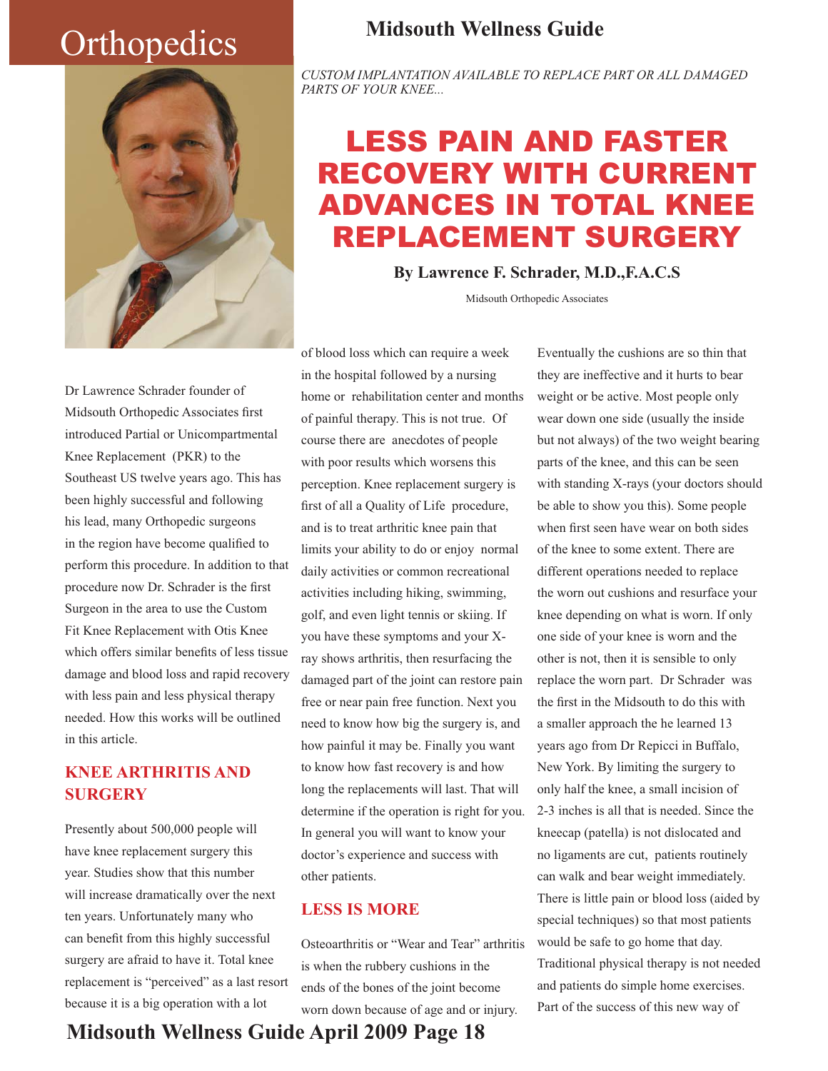# Orthopedics

*CUSTOM IMPLANTATION AVAILABLE TO REPLACE PART OR ALL DAMAGED PARTS OF YOUR KNEE...*

# LESS PAIN AND FASTER RECOVERY WITH CURRENT ADVANCES IN TOTAL KNEE REPLACEMENT SURGERY

**By Lawrence F. Schrader, M.D.,F.A.C.S**

Midsouth Orthopedic Associates

Dr Lawrence Schrader founder of Midsouth Orthopedic Associates first introduced Partial or Unicompartmental Knee Replacement (PKR) to the Southeast US twelve years ago. This has been highly successful and following his lead, many Orthopedic surgeons in the region have become qualified to perform this procedure. In addition to that procedure now Dr. Schrader is the first Surgeon in the area to use the Custom Fit Knee Replacement with Otis Knee which offers similar benefits of less tissue damage and blood loss and rapid recovery with less pain and less physical therapy needed. How this works will be outlined in this article.

## KNEE ARTHRITIS AND SURGERY

Presently about 500,000 people will have knee replacement surgery this year. Studies show that this number will increase dramatically over the next ten years. Unfortunately many who can benefit from this highly successful surgery are afraid to have it. Total knee replacement is "perceived" as a last resort because it is a big operation with a lot of blood loss which can require a week in the hospital followed by a nursing home or rehabilitation center and months of painful therapy. This is not true. Of course there are anecdotes of people with poor results which worsens this perception. Knee replacement surgery is first of all a Quality of Life procedure, and is to treat arthritic knee pain that limits your ability to do or enjoy normal daily activities or common recreational activities including hiking, swimming, golf, and even light tennis or skiing. If you have these symptoms and your X-ray shows arthritis, then resurfacing the damaged part of the joint can restore pain free or near pain free function. Next you need to know how big the surgery is, and how painful it may be. Finally you want to know how fast recovery is and how long the replacements will last. That will determine if the operation is right for you. In general you will want to know your doctor's experience and success with other patients.

## LESS IS MORE

Osteoarthritis or "Wear and Tear" arthritis is when the rubbery cushions in the ends of the bones of the joint become worn down because of age and or injury. Eventually the cushions are so thin that they are ineffective and it hurts to bear weight or be active. Most people only wear down one side (usually the inside but not always) of the two weight bearing parts of the knee, and this can be seen with standing X-rays (your doctors should be able to show you this). Some people when first seen have wear on both sides of the knee to some extent. There are different operations needed to replace the worn out cushions and resurface your knee depending on what is worn. If only one side of your knee is worn and the other is not, then it is sensible to only replace the worn part. Dr Schrader was the first in the Midsouth to do this with a smaller approach the he learned 13 years ago from Dr Repicci in Buffalo, New York. By limiting the surgery to only half the knee, a small incision of 2-3 inches is all that is needed. Since the kneecap (patella) is not dislocated and no ligaments are cut, patients routinely can walk and bear weight immediately. There is little pain or blood loss (aided by special techniques) so that most patients would be safe to go home that day. Traditional physical therapy is not needed and patients do simple home exercises. Part of the success of this new way of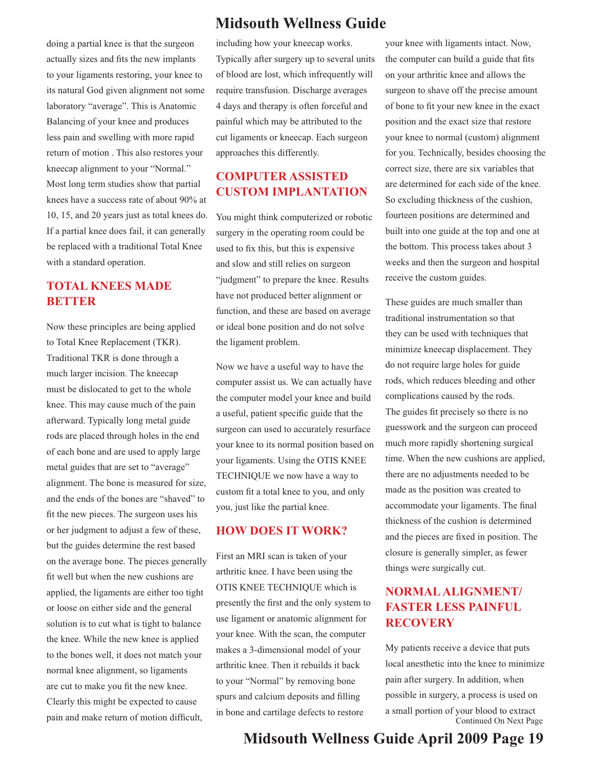doing a partial knee is that the surgeon actually sizes and fits the new implants to your ligaments restoring, your knee to its natural God given alignment not some laboratory "average". This is Anatomic Balancing of your knee and produces less pain and swelling with more rapid return of motion . This also restores your kneecap alignment to your "Normal." Most long term studies show that partial knees have a success rate of about 90% at 10, 15, and 20 years just as total knees do. If a partial knee does fail, it can generally be replaced with a traditional Total Knee with a standard operation.

## TOTAL KNEES MADE BETTER

Now these principles are being applied to Total Knee Replacement (TKR). Traditional TKR is done through a much larger incision. The kneecap must be dislocated to get to the whole knee. This may cause much of the pain afterward. Typically long metal guide rods are placed through holes in the end of each bone and are used to apply large metal guides that are set to "average" alignment. The bone is measured for size, and the ends of the bones are "shaved" to fit the new pieces. The surgeon uses his or her judgment to adjust a few of these, but the guides determine the rest based on the average bone. The pieces generally fit well but when the new cushions are applied, the ligaments are either too tight or loose on either side and the general solution is to cut what is tight to balance the knee. While the new knee is applied to the bones well, it does not match your normal knee alignment, so ligaments are cut to make you fit the new knee. Clearly this might be expected to cause pain and make return of motion difficult, including how your kneecap works. Typically after surgery up to several units of blood are lost, which infrequently will require transfusion. Discharge averages 4 days and therapy is often forceful and painful which may be attributed to the cut ligaments or kneecap. Each surgeon approaches this differently.

## COMPUTER ASSISTED CUSTOM IMPLANTATION

You might think computerized or robotic surgery in the operating room could be used to fix this, but this is expensive and slow and still relies on surgeon "judgment" to prepare the knee. Results have not produced better alignment or function, and these are based on average or ideal bone position and do not solve the ligament problem.

Now we have a useful way to have the computer assist us. We can actually have the computer model your knee and build a useful, patient specific guide that the surgeon can used to accurately resurface your knee to its normal position based on your ligaments. Using the OTIS KNEE TECHNIQUE we now have a way to custom fit a total knee to you, and only you, just like the partial knee.

## HOW DOES IT WORK?

First an MRI scan is taken of your arthritic knee. I have been using the OTIS KNEE TECHNIQUE which is presently the first and the only system to use ligament or anatomic alignment for your knee. With the scan, the computer makes a 3-dimensional model of your arthritic knee. Then it rebuilds it back to your "Normal" by removing bone spurs and calcium deposits and filling in bone and cartilage defects to restore your knee with ligaments intact. Now, the computer can build a guide that fits on your arthritic knee and allows the surgeon to shave off the precise amount of bone to fit your new knee in the exact position and the exact size that restore your knee to normal (custom) alignment for you. Technically, besides choosing the correct size, there are six variables that are determined for each side of the knee. So excluding thickness of the cushion, fourteen positions are determined and built into one guide at the top and one at the bottom. This process takes about 3 weeks and then the surgeon and hospital receive the custom guides.

These guides are much smaller than traditional instrumentation so that they can be used with techniques that minimize kneecap displacement. They do not require large holes for guide rods, which reduces bleeding and other complications caused by the rods. The guides fit precisely so there is no guesswork and the surgeon can proceed much more rapidly shortening surgical time. When the new cushions are applied, there are no adjustments needed to be made as the position was created to accommodate your ligaments. The final thickness of the cushion is determined and the pieces are fixed in position. The closure is generally simpler, as fewer things were surgically cut.

## NORMAL ALIGNMENT/ FASTER LESS PAINFUL RECOVERY

My patients receive a device that puts local anesthetic into the knee to minimize pain after surgery. In addition, when possible in surgery, a process is used on a small portion of your blood to extract

Continued On Next Page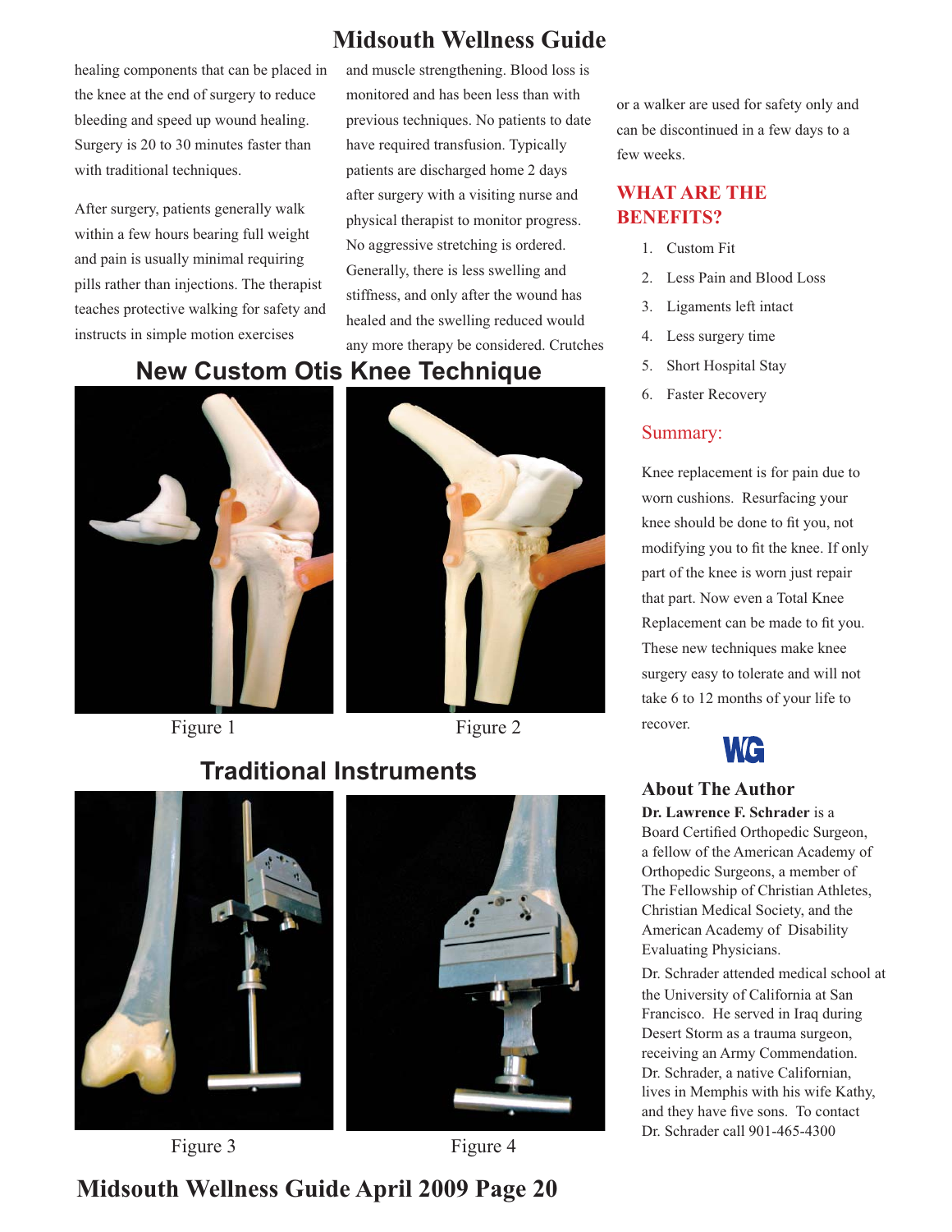healing components that can be placed in the knee at the end of surgery to reduce bleeding and speed up wound healing. Surgery is 20 to 30 minutes faster than with traditional techniques.

After surgery, patients generally walk within a few hours bearing full weight and pain is usually minimal requiring pills rather than injections. The therapist teaches protective walking for safety and instructs in simple motion exercises and muscle strengthening. Blood loss is monitored and has been less than with previous techniques. No patients to date have required transfusion. Typically patients are discharged home 2 days after surgery with a visiting nurse and physical therapist to monitor progress. No aggressive stretching is ordered. Generally, there is less swelling and stiffness, and only after the wound has healed and the swelling reduced would any more therapy be considered. Crutches or a walker are used for safety only and can be discontinued in a few days to a few weeks.

## New Custom Otis Knee Technique

Figure 1

Figure 2

## Traditional Instruments

Figure 3

Figure 4

## WHAT ARE THE BENEFITS?

1. Custom Fit
2. Less Pain and Blood Loss
3. Ligaments left intact
4. Less surgery time
5. Short Hospital Stay
6. Faster Recovery

### Summary:

Knee replacement is for pain due to worn cushions. Resurfacing your knee should be done to fit you, not modifying you to fit the knee. If only part of the knee is worn just repair that part. Now even a Total Knee Replacement can be made to fit you. These new techniques make knee surgery easy to tolerate and will not take 6 to 12 months of your life to recover.

WG

### About The Author

**Dr. Lawrence F. Schrader** is a Board Certified Orthopedic Surgeon, a fellow of the American Academy of Orthopedic Surgeons, a member of The Fellowship of Christian Athletes, Christian Medical Society, and the American Academy of Disability Evaluating Physicians.

Dr. Schrader attended medical school at the University of California at San Francisco. He served in Iraq during Desert Storm as a trauma surgeon, receiving an Army Commendation. Dr. Schrader, a native Californian, lives in Memphis with his wife Kathy, and they have five sons. To contact Dr. Schrader call 901-465-4300